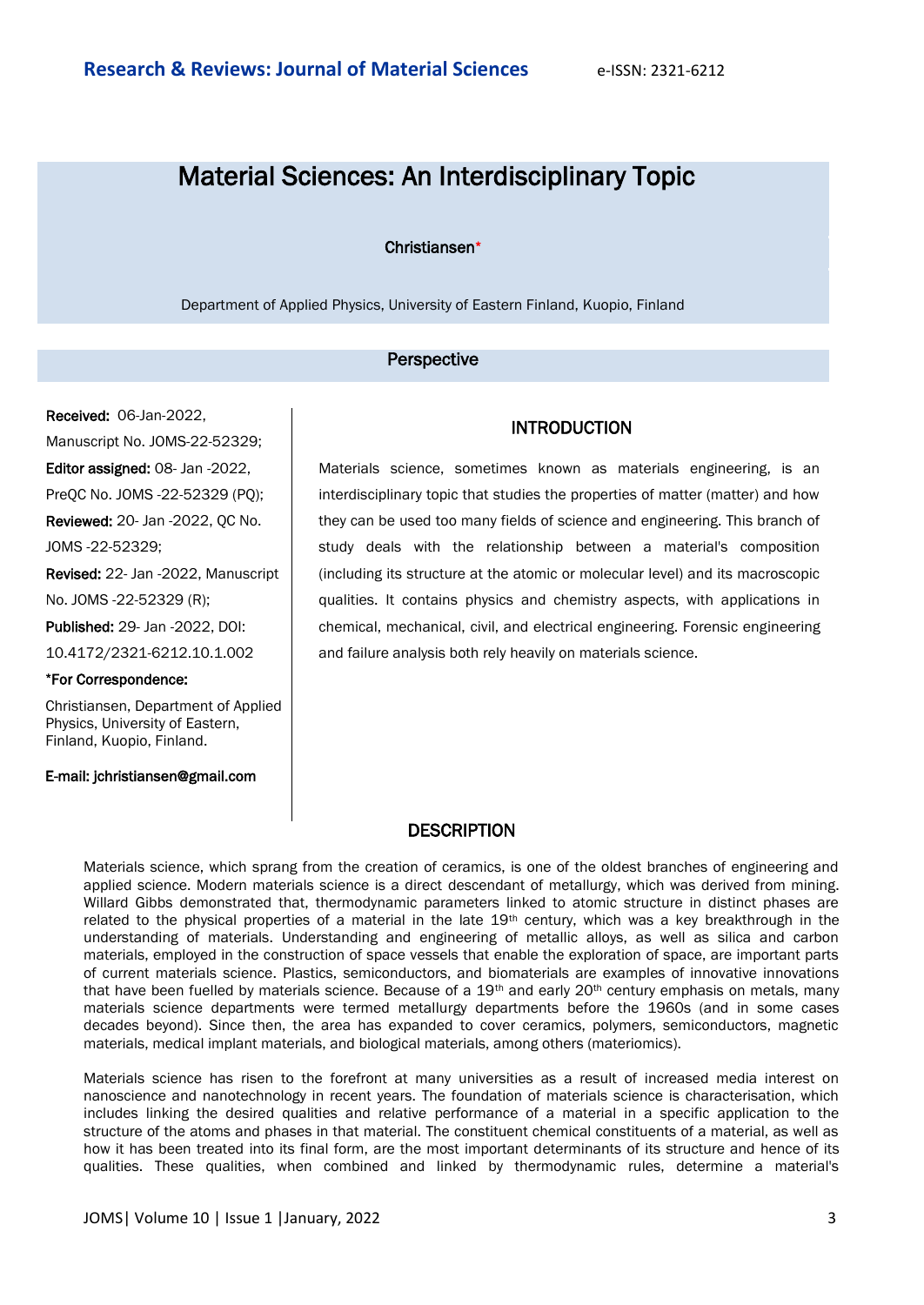# Material Sciences: An Interdisciplinary Topic

**Christiansen***

Department of Applied Physics, University of Eastern Finland, Kuopio, Finland

**Perspective**

**Received:** 06-Jan-2022, Manuscript No. JOMS-22-52329; **Editor assigned:** 08- Jan -2022, PreQC No. JOMS -22-52329 (PQ); **Reviewed:** 20- Jan -2022, QC No. JOMS -22-52329; **Revised:** 22- Jan -2022, Manuscript No. JOMS -22-52329 (R); **Published:** 29- Jan -2022, DOI: 10.4172/2321-6212.10.1.002

***For Correspondence:**

Christiansen, Department of Applied Physics, University of Eastern, Finland, Kuopio, Finland.

**E-mail: jchristiansen@gmail.com**

## INTRODUCTION

Materials science, sometimes known as materials engineering, is an interdisciplinary topic that studies the properties of matter (matter) and how they can be used too many fields of science and engineering. This branch of study deals with the relationship between a material's composition (including its structure at the atomic or molecular level) and its macroscopic qualities. It contains physics and chemistry aspects, with applications in chemical, mechanical, civil, and electrical engineering. Forensic engineering and failure analysis both rely heavily on materials science.

## DESCRIPTION

Materials science, which sprang from the creation of ceramics, is one of the oldest branches of engineering and applied science. Modern materials science is a direct descendant of metallurgy, which was derived from mining. Willard Gibbs demonstrated that, thermodynamic parameters linked to atomic structure in distinct phases are related to the physical properties of a material in the late 19th century, which was a key breakthrough in the understanding of materials. Understanding and engineering of metallic alloys, as well as silica and carbon materials, employed in the construction of space vessels that enable the exploration of space, are important parts of current materials science. Plastics, semiconductors, and biomaterials are examples of innovative innovations that have been fuelled by materials science. Because of a 19th and early 20th century emphasis on metals, many materials science departments were termed metallurgy departments before the 1960s (and in some cases decades beyond). Since then, the area has expanded to cover ceramics, polymers, semiconductors, magnetic materials, medical implant materials, and biological materials, among others (materiomics).

Materials science has risen to the forefront at many universities as a result of increased media interest on nanoscience and nanotechnology in recent years. The foundation of materials science is characterisation, which includes linking the desired qualities and relative performance of a material in a specific application to the structure of the atoms and phases in that material. The constituent chemical constituents of a material, as well as how it has been treated into its final form, are the most important determinants of its structure and hence of its qualities. These qualities, when combined and linked by thermodynamic rules, determine a material's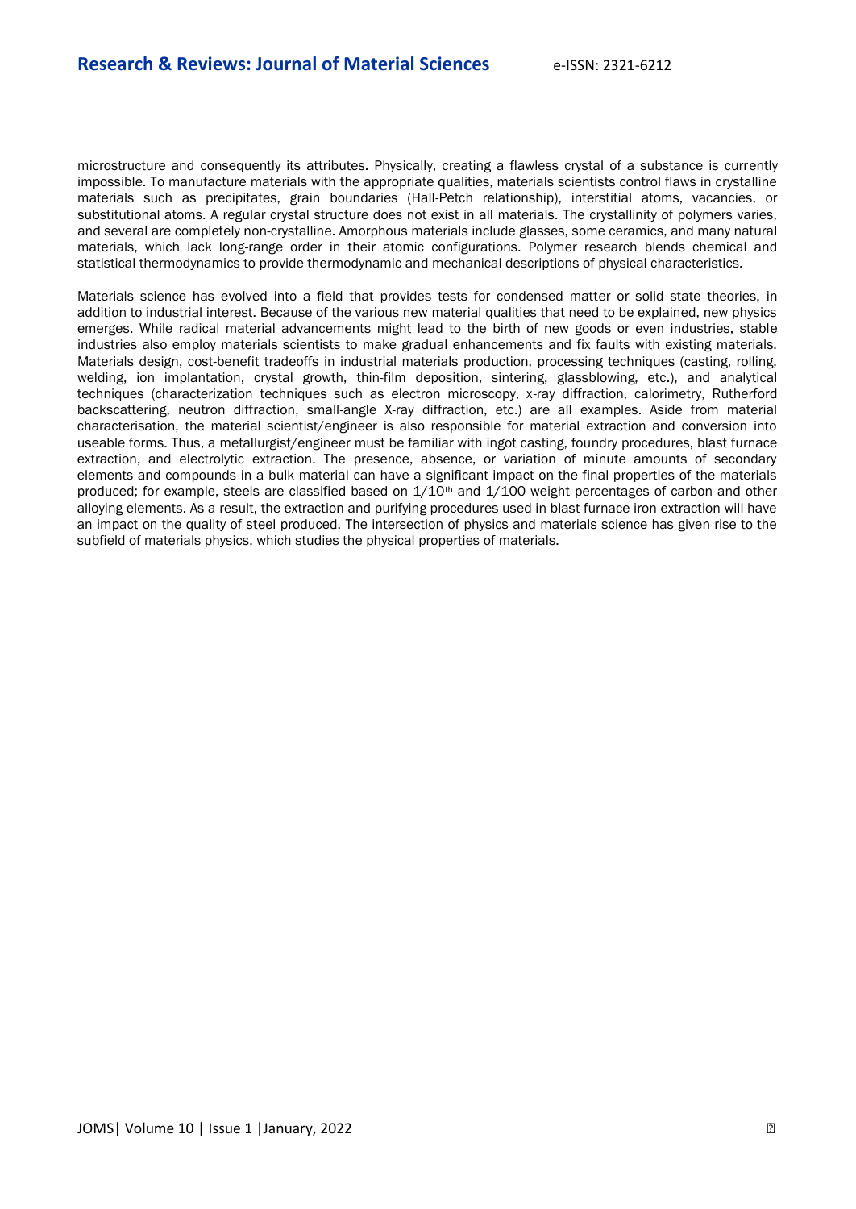microstructure and consequently its attributes. Physically, creating a flawless crystal of a substance is currently impossible. To manufacture materials with the appropriate qualities, materials scientists control flaws in crystalline materials such as precipitates, grain boundaries (Hall-Petch relationship), interstitial atoms, vacancies, or substitutional atoms. A regular crystal structure does not exist in all materials. The crystallinity of polymers varies, and several are completely non-crystalline. Amorphous materials include glasses, some ceramics, and many natural materials, which lack long-range order in their atomic configurations. Polymer research blends chemical and statistical thermodynamics to provide thermodynamic and mechanical descriptions of physical characteristics.

Materials science has evolved into a field that provides tests for condensed matter or solid state theories, in addition to industrial interest. Because of the various new material qualities that need to be explained, new physics emerges. While radical material advancements might lead to the birth of new goods or even industries, stable industries also employ materials scientists to make gradual enhancements and fix faults with existing materials. Materials design, cost-benefit tradeoffs in industrial materials production, processing techniques (casting, rolling, welding, ion implantation, crystal growth, thin-film deposition, sintering, glassblowing, etc.), and analytical techniques (characterization techniques such as electron microscopy, x-ray diffraction, calorimetry, Rutherford backscattering, neutron diffraction, small-angle X-ray diffraction, etc.) are all examples. Aside from material characterisation, the material scientist/engineer is also responsible for material extraction and conversion into useable forms. Thus, a metallurgist/engineer must be familiar with ingot casting, foundry procedures, blast furnace extraction, and electrolytic extraction. The presence, absence, or variation of minute amounts of secondary elements and compounds in a bulk material can have a significant impact on the final properties of the materials produced; for example, steels are classified based on $1/10^{th}$ and $1/100$ weight percentages of carbon and other alloying elements. As a result, the extraction and purifying procedures used in blast furnace iron extraction will have an impact on the quality of steel produced. The intersection of physics and materials science has given rise to the subfield of materials physics, which studies the physical properties of materials.